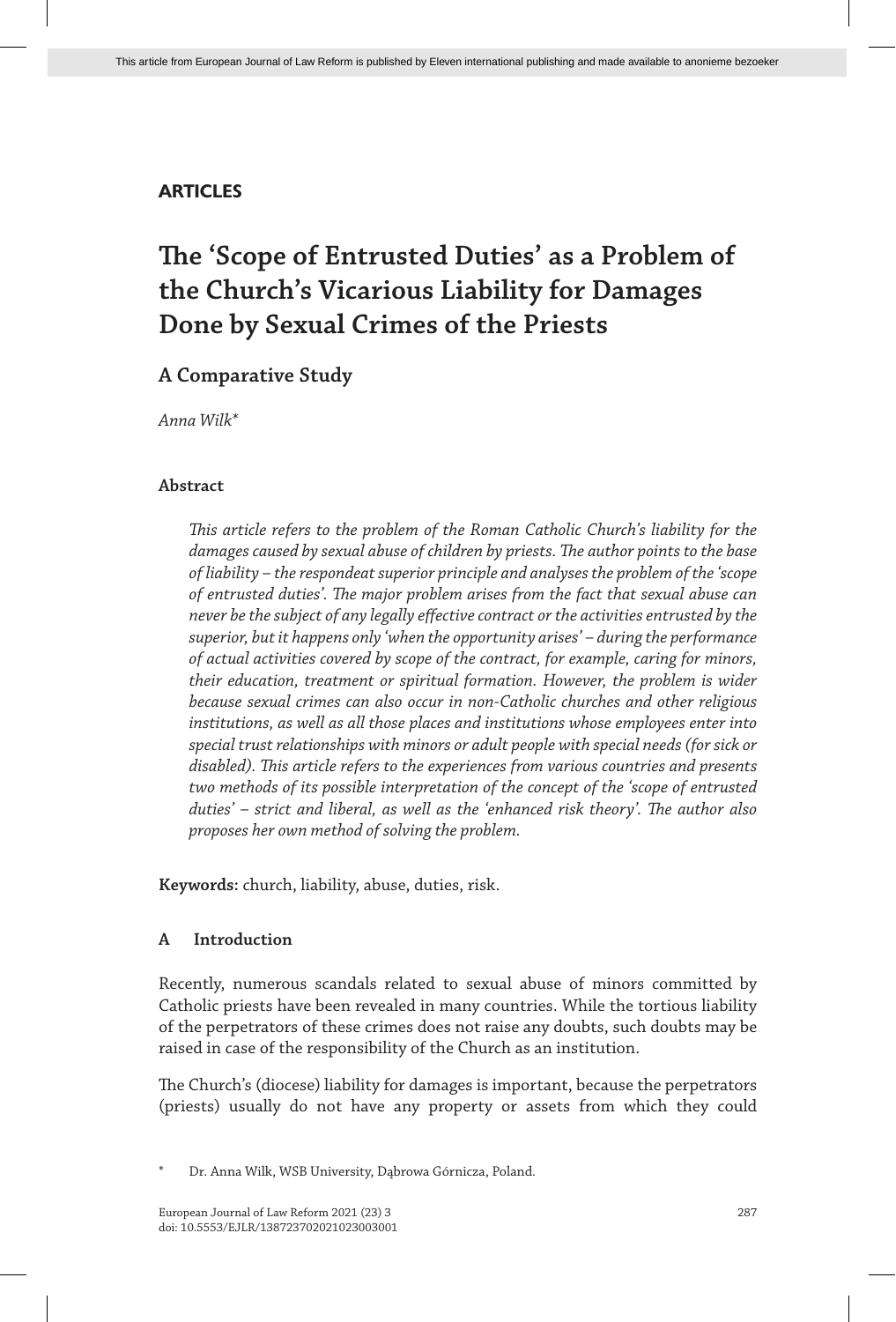**ARTICLES**

# The 'Scope of Entrusted Duties' as a Problem of the Church's Vicarious Liability for Damages Done by Sexual Crimes of the Priests

## A Comparative Study

*Anna Wilk**

### Abstract

*This article refers to the problem of the Roman Catholic Church's liability for the damages caused by sexual abuse of children by priests. The author points to the base of liability – the respondeat superior principle and analyses the problem of the 'scope of entrusted duties'. The major problem arises from the fact that sexual abuse can never be the subject of any legally effective contract or the activities entrusted by the superior, but it happens only 'when the opportunity arises' – during the performance of actual activities covered by scope of the contract, for example, caring for minors, their education, treatment or spiritual formation. However, the problem is wider because sexual crimes can also occur in non-Catholic churches and other religious institutions, as well as all those places and institutions whose employees enter into special trust relationships with minors or adult people with special needs (for sick or disabled). This article refers to the experiences from various countries and presents two methods of its possible interpretation of the concept of the 'scope of entrusted duties' – strict and liberal, as well as the 'enhanced risk theory'. The author also proposes her own method of solving the problem.*

**Keywords:** church, liability, abuse, duties, risk.

### A Introduction

Recently, numerous scandals related to sexual abuse of minors committed by Catholic priests have been revealed in many countries. While the tortious liability of the perpetrators of these crimes does not raise any doubts, such doubts may be raised in case of the responsibility of the Church as an institution.

The Church's (diocese) liability for damages is important, because the perpetrators (priests) usually do not have any property or assets from which they could

\* Dr. Anna Wilk, WSB University, Dąbrowa Górnicza, Poland.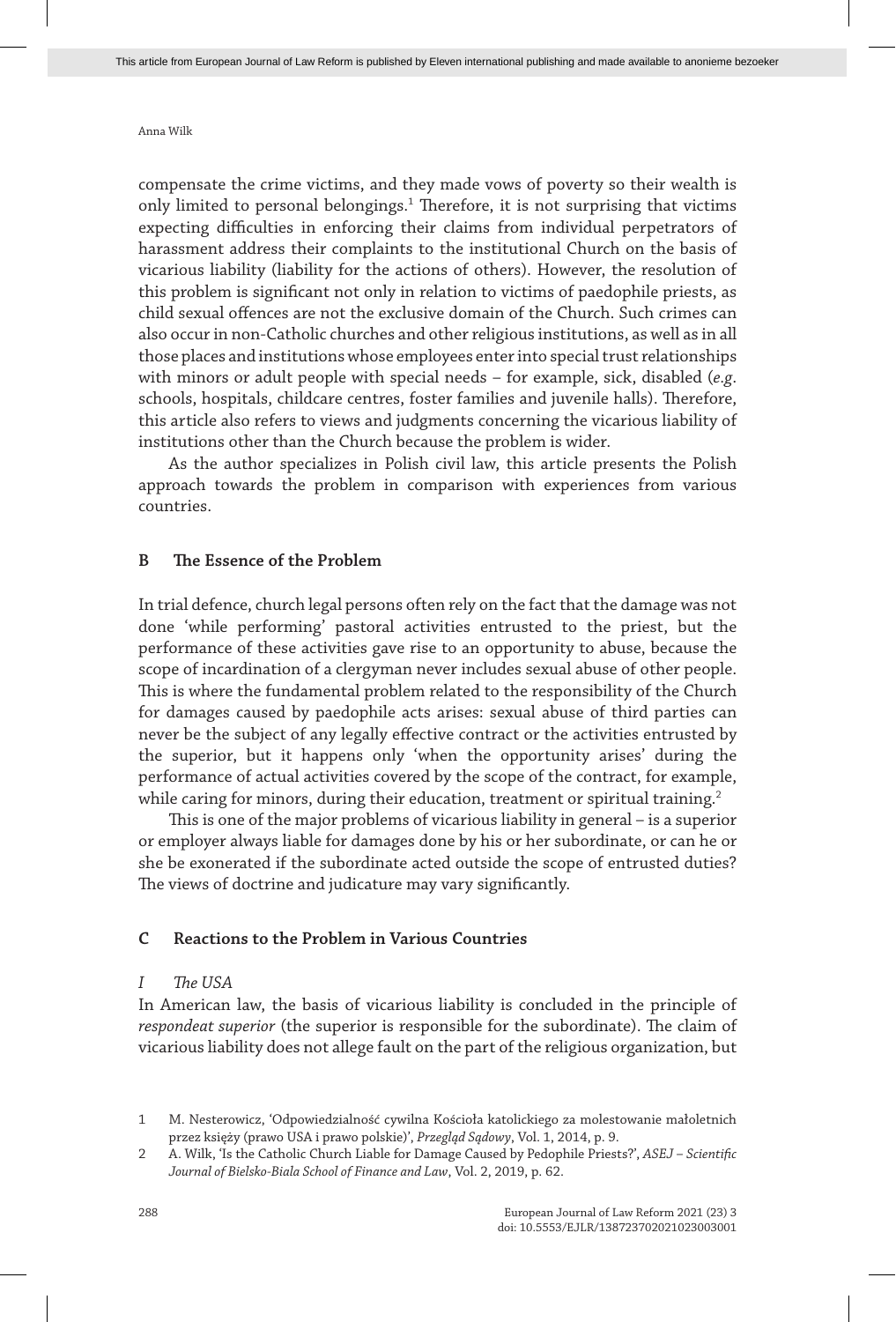compensate the crime victims, and they made vows of poverty so their wealth is only limited to personal belongings.[1] Therefore, it is not surprising that victims expecting difficulties in enforcing their claims from individual perpetrators of harassment address their complaints to the institutional Church on the basis of vicarious liability (liability for the actions of others). However, the resolution of this problem is significant not only in relation to victims of paedophile priests, as child sexual offences are not the exclusive domain of the Church. Such crimes can also occur in non-Catholic churches and other religious institutions, as well as in all those places and institutions whose employees enter into special trust relationships with minors or adult people with special needs – for example, sick, disabled (*e.g.* schools, hospitals, childcare centres, foster families and juvenile halls). Therefore, this article also refers to views and judgments concerning the vicarious liability of institutions other than the Church because the problem is wider.

As the author specializes in Polish civil law, this article presents the Polish approach towards the problem in comparison with experiences from various countries.

## B The Essence of the Problem

In trial defence, church legal persons often rely on the fact that the damage was not done 'while performing' pastoral activities entrusted to the priest, but the performance of these activities gave rise to an opportunity to abuse, because the scope of incardination of a clergyman never includes sexual abuse of other people. This is where the fundamental problem related to the responsibility of the Church for damages caused by paedophile acts arises: sexual abuse of third parties can never be the subject of any legally effective contract or the activities entrusted by the superior, but it happens only 'when the opportunity arises' during the performance of actual activities covered by the scope of the contract, for example, while caring for minors, during their education, treatment or spiritual training.[2]

This is one of the major problems of vicarious liability in general – is a superior or employer always liable for damages done by his or her subordinate, or can he or she be exonerated if the subordinate acted outside the scope of entrusted duties? The views of doctrine and judicature may vary significantly.

## C Reactions to the Problem in Various Countries

### *I The USA*

In American law, the basis of vicarious liability is concluded in the principle of *respondeat superior* (the superior is responsible for the subordinate). The claim of vicarious liability does not allege fault on the part of the religious organization, but

1 M. Nesterowicz, 'Odpowiedzialność cywilna Kościoła katolickiego za molestowanie małoletnich przez księży (prawo USA i prawo polskie)', *Przegląd Sądowy*, Vol. 1, 2014, p. 9.

2 A. Wilk, 'Is the Catholic Church Liable for Damage Caused by Pedophile Priests?', *ASEJ – Scientific Journal of Bielsko-Biala School of Finance and Law*, Vol. 2, 2019, p. 62.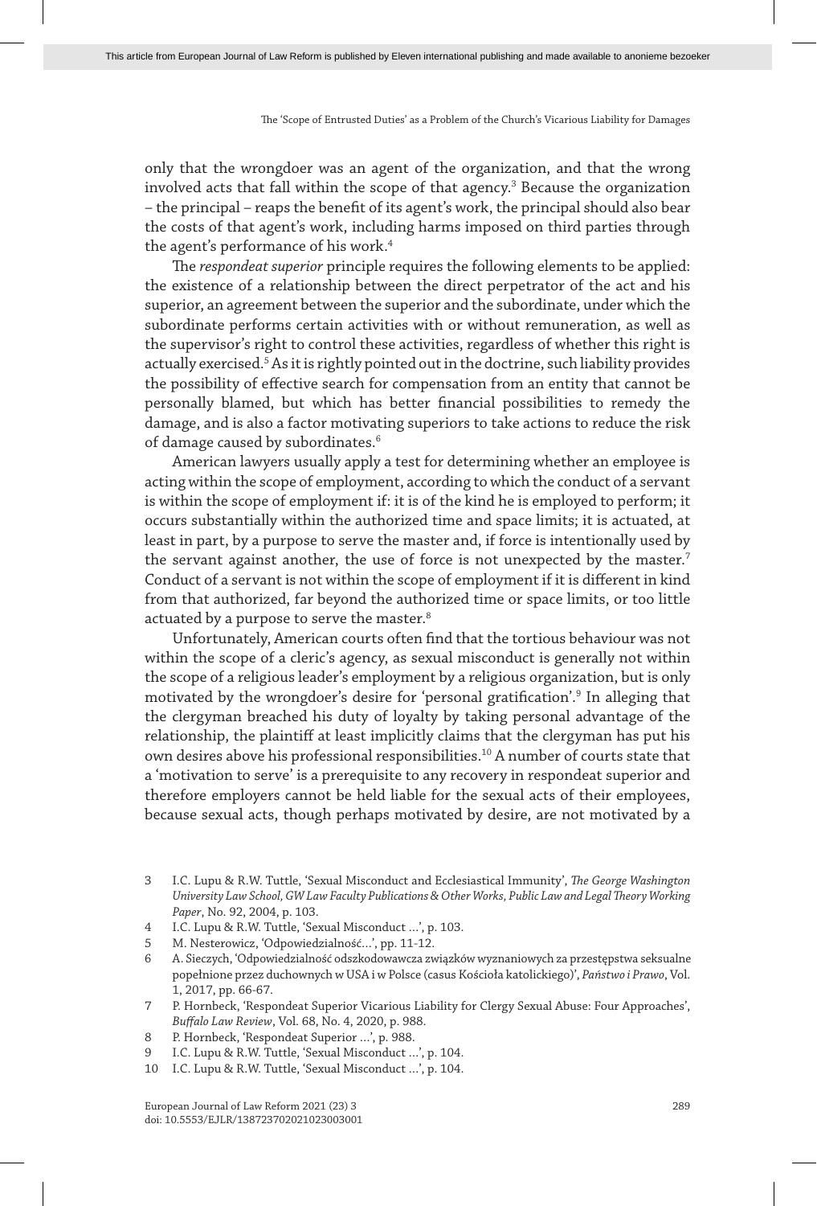only that the wrongdoer was an agent of the organization, and that the wrong involved acts that fall within the scope of that agency.[3] Because the organization – the principal – reaps the benefit of its agent's work, the principal should also bear the costs of that agent's work, including harms imposed on third parties through the agent's performance of his work.[4]

The *respondeat superior* principle requires the following elements to be applied: the existence of a relationship between the direct perpetrator of the act and his superior, an agreement between the superior and the subordinate, under which the subordinate performs certain activities with or without remuneration, as well as the supervisor's right to control these activities, regardless of whether this right is actually exercised.[5] As it is rightly pointed out in the doctrine, such liability provides the possibility of effective search for compensation from an entity that cannot be personally blamed, but which has better financial possibilities to remedy the damage, and is also a factor motivating superiors to take actions to reduce the risk of damage caused by subordinates.[6]

American lawyers usually apply a test for determining whether an employee is acting within the scope of employment, according to which the conduct of a servant is within the scope of employment if: it is of the kind he is employed to perform; it occurs substantially within the authorized time and space limits; it is actuated, at least in part, by a purpose to serve the master and, if force is intentionally used by the servant against another, the use of force is not unexpected by the master.[7] Conduct of a servant is not within the scope of employment if it is different in kind from that authorized, far beyond the authorized time or space limits, or too little actuated by a purpose to serve the master.[8]

Unfortunately, American courts often find that the tortious behaviour was not within the scope of a cleric's agency, as sexual misconduct is generally not within the scope of a religious leader's employment by a religious organization, but is only motivated by the wrongdoer's desire for 'personal gratification'.[9] In alleging that the clergyman breached his duty of loyalty by taking personal advantage of the relationship, the plaintiff at least implicitly claims that the clergyman has put his own desires above his professional responsibilities.[10] A number of courts state that a 'motivation to serve' is a prerequisite to any recovery in respondeat superior and therefore employers cannot be held liable for the sexual acts of their employees, because sexual acts, though perhaps motivated by desire, are not motivated by a

3 I.C. Lupu & R.W. Tuttle, 'Sexual Misconduct and Ecclesiastical Immunity', *The George Washington University Law School, GW Law Faculty Publications & Other Works, Public Law and Legal Theory Working Paper*, No. 92, 2004, p. 103.

4 I.C. Lupu & R.W. Tuttle, 'Sexual Misconduct …', p. 103.

5 M. Nesterowicz, 'Odpowiedzialność…', pp. 11-12.

6 A. Sieczych, 'Odpowiedzialność odszkodowawcza związków wyznaniowych za przestępstwa seksualne popełnione przez duchownych w USA i w Polsce (casus Kościoła katolickiego)', *Państwo i Prawo*, Vol. 1, 2017, pp. 66-67.

7 P. Hornbeck, 'Respondeat Superior Vicarious Liability for Clergy Sexual Abuse: Four Approaches', *Buffalo Law Review*, Vol. 68, No. 4, 2020, p. 988.

8 P. Hornbeck, 'Respondeat Superior …', p. 988.

9 I.C. Lupu & R.W. Tuttle, 'Sexual Misconduct …', p. 104.

10 I.C. Lupu & R.W. Tuttle, 'Sexual Misconduct …', p. 104.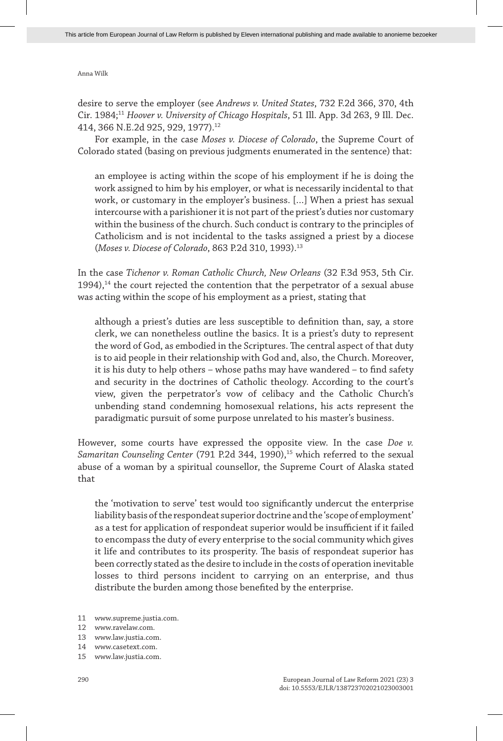desire to serve the employer (see *Andrews v. United States*, 732 F.2d 366, 370, 4th Cir. 1984;[11] *Hoover v. University of Chicago Hospitals*, 51 Ill. App. 3d 263, 9 Ill. Dec. 414, 366 N.E.2d 925, 929, 1977).[12]

For example, in the case *Moses v. Diocese of Colorado*, the Supreme Court of Colorado stated (basing on previous judgments enumerated in the sentence) that:

> an employee is acting within the scope of his employment if he is doing the work assigned to him by his employer, or what is necessarily incidental to that work, or customary in the employer's business. […] When a priest has sexual intercourse with a parishioner it is not part of the priest's duties nor customary within the business of the church. Such conduct is contrary to the principles of Catholicism and is not incidental to the tasks assigned a priest by a diocese (*Moses v. Diocese of Colorado*, 863 P.2d 310, 1993).[13]

In the case *Tichenor v. Roman Catholic Church, New Orleans* (32 F.3d 953, 5th Cir. 1994),[14] the court rejected the contention that the perpetrator of a sexual abuse was acting within the scope of his employment as a priest, stating that

> although a priest's duties are less susceptible to definition than, say, a store clerk, we can nonetheless outline the basics. It is a priest's duty to represent the word of God, as embodied in the Scriptures. The central aspect of that duty is to aid people in their relationship with God and, also, the Church. Moreover, it is his duty to help others – whose paths may have wandered – to find safety and security in the doctrines of Catholic theology. According to the court's view, given the perpetrator's vow of celibacy and the Catholic Church's unbending stand condemning homosexual relations, his acts represent the paradigmatic pursuit of some purpose unrelated to his master's business.

However, some courts have expressed the opposite view. In the case *Doe v. Samaritan Counseling Center* (791 P.2d 344, 1990),[15] which referred to the sexual abuse of a woman by a spiritual counsellor, the Supreme Court of Alaska stated that

> the 'motivation to serve' test would too significantly undercut the enterprise liability basis of the respondeat superior doctrine and the 'scope of employment' as a test for application of respondeat superior would be insufficient if it failed to encompass the duty of every enterprise to the social community which gives it life and contributes to its prosperity. The basis of respondeat superior has been correctly stated as the desire to include in the costs of operation inevitable losses to third persons incident to carrying on an enterprise, and thus distribute the burden among those benefited by the enterprise.

11 www.supreme.justia.com.
12 www.ravelaw.com.
13 www.law.justia.com.
14 www.casetext.com.
15 www.law.justia.com.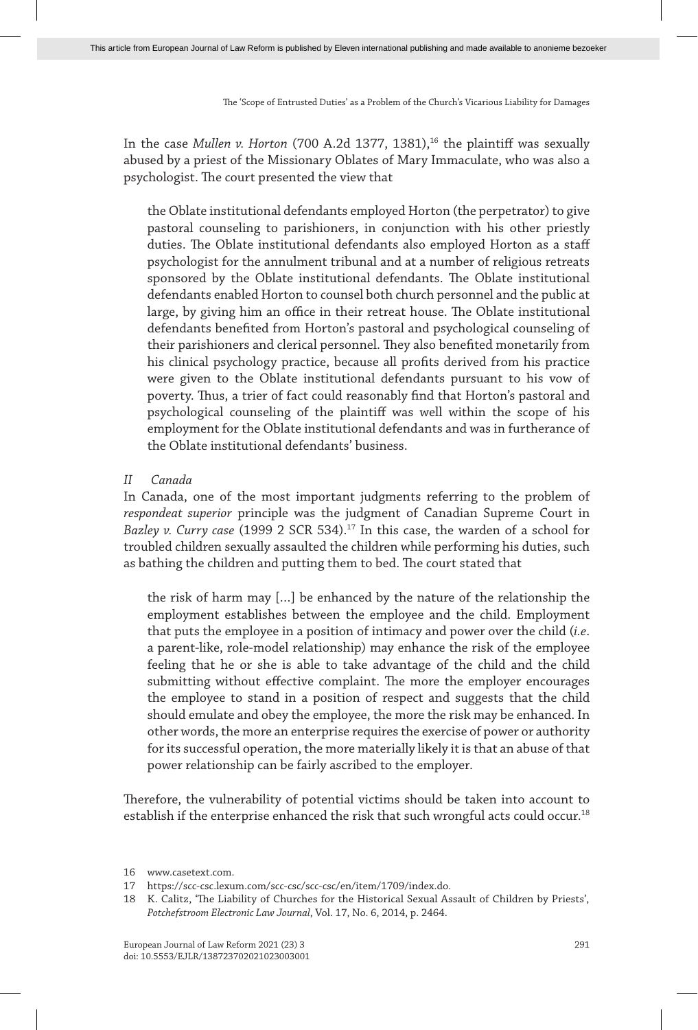In the case *Mullen v. Horton* (700 A.2d 1377, 1381),[16] the plaintiff was sexually abused by a priest of the Missionary Oblates of Mary Immaculate, who was also a psychologist. The court presented the view that

> the Oblate institutional defendants employed Horton (the perpetrator) to give pastoral counseling to parishioners, in conjunction with his other priestly duties. The Oblate institutional defendants also employed Horton as a staff psychologist for the annulment tribunal and at a number of religious retreats sponsored by the Oblate institutional defendants. The Oblate institutional defendants enabled Horton to counsel both church personnel and the public at large, by giving him an office in their retreat house. The Oblate institutional defendants benefited from Horton's pastoral and psychological counseling of their parishioners and clerical personnel. They also benefited monetarily from his clinical psychology practice, because all profits derived from his practice were given to the Oblate institutional defendants pursuant to his vow of poverty. Thus, a trier of fact could reasonably find that Horton's pastoral and psychological counseling of the plaintiff was well within the scope of his employment for the Oblate institutional defendants and was in furtherance of the Oblate institutional defendants' business.

### *II Canada*

In Canada, one of the most important judgments referring to the problem of *respondeat superior* principle was the judgment of Canadian Supreme Court in *Bazley v. Curry case* (1999 2 SCR 534).[17] In this case, the warden of a school for troubled children sexually assaulted the children while performing his duties, such as bathing the children and putting them to bed. The court stated that

> the risk of harm may […] be enhanced by the nature of the relationship the employment establishes between the employee and the child. Employment that puts the employee in a position of intimacy and power over the child (*i.e.* a parent-like, role-model relationship) may enhance the risk of the employee feeling that he or she is able to take advantage of the child and the child submitting without effective complaint. The more the employer encourages the employee to stand in a position of respect and suggests that the child should emulate and obey the employee, the more the risk may be enhanced. In other words, the more an enterprise requires the exercise of power or authority for its successful operation, the more materially likely it is that an abuse of that power relationship can be fairly ascribed to the employer.

Therefore, the vulnerability of potential victims should be taken into account to establish if the enterprise enhanced the risk that such wrongful acts could occur.[18]

---

16 www.casetext.com.

17 https://scc-csc.lexum.com/scc-csc/scc-csc/en/item/1709/index.do.

18 K. Calitz, 'The Liability of Churches for the Historical Sexual Assault of Children by Priests', *Potchefstroom Electronic Law Journal*, Vol. 17, No. 6, 2014, p. 2464.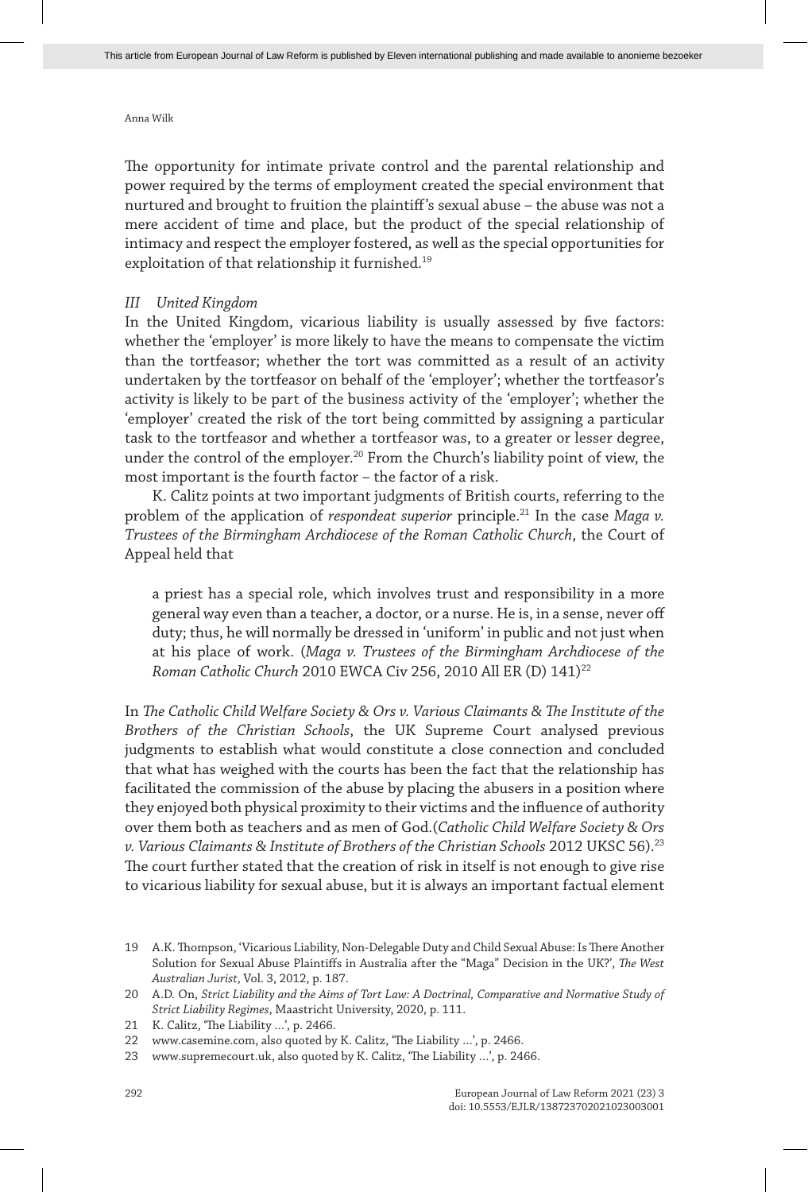The opportunity for intimate private control and the parental relationship and power required by the terms of employment created the special environment that nurtured and brought to fruition the plaintiff's sexual abuse – the abuse was not a mere accident of time and place, but the product of the special relationship of intimacy and respect the employer fostered, as well as the special opportunities for exploitation of that relationship it furnished.[19]

### *III United Kingdom*

In the United Kingdom, vicarious liability is usually assessed by five factors: whether the 'employer' is more likely to have the means to compensate the victim than the tortfeasor; whether the tort was committed as a result of an activity undertaken by the tortfeasor on behalf of the 'employer'; whether the tortfeasor's activity is likely to be part of the business activity of the 'employer'; whether the 'employer' created the risk of the tort being committed by assigning a particular task to the tortfeasor and whether a tortfeasor was, to a greater or lesser degree, under the control of the employer.[20] From the Church's liability point of view, the most important is the fourth factor – the factor of a risk.

K. Calitz points at two important judgments of British courts, referring to the problem of the application of *respondeat superior* principle.[21] In the case *Maga v. Trustees of the Birmingham Archdiocese of the Roman Catholic Church*, the Court of Appeal held that

> a priest has a special role, which involves trust and responsibility in a more general way even than a teacher, a doctor, or a nurse. He is, in a sense, never off duty; thus, he will normally be dressed in 'uniform' in public and not just when at his place of work. (*Maga v. Trustees of the Birmingham Archdiocese of the Roman Catholic Church* 2010 EWCA Civ 256, 2010 All ER (D) 141)[22]

In *The Catholic Child Welfare Society & Ors v. Various Claimants & The Institute of the Brothers of the Christian Schools*, the UK Supreme Court analysed previous judgments to establish what would constitute a close connection and concluded that what has weighed with the courts has been the fact that the relationship has facilitated the commission of the abuse by placing the abusers in a position where they enjoyed both physical proximity to their victims and the influence of authority over them both as teachers and as men of God.(*Catholic Child Welfare Society & Ors v. Various Claimants & Institute of Brothers of the Christian Schools* 2012 UKSC 56).[23] The court further stated that the creation of risk in itself is not enough to give rise to vicarious liability for sexual abuse, but it is always an important factual element

---

19 A.K. Thompson, 'Vicarious Liability, Non-Delegable Duty and Child Sexual Abuse: Is There Another Solution for Sexual Abuse Plaintiffs in Australia after the "Maga" Decision in the UK?', *The West Australian Jurist*, Vol. 3, 2012, p. 187.

20 A.D. On, *Strict Liability and the Aims of Tort Law: A Doctrinal, Comparative and Normative Study of Strict Liability Regimes*, Maastricht University, 2020, p. 111.

21 K. Calitz, 'The Liability …', p. 2466.

22 www.casemine.com, also quoted by K. Calitz, 'The Liability …', p. 2466.

23 www.supremecourt.uk, also quoted by K. Calitz, 'The Liability …', p. 2466.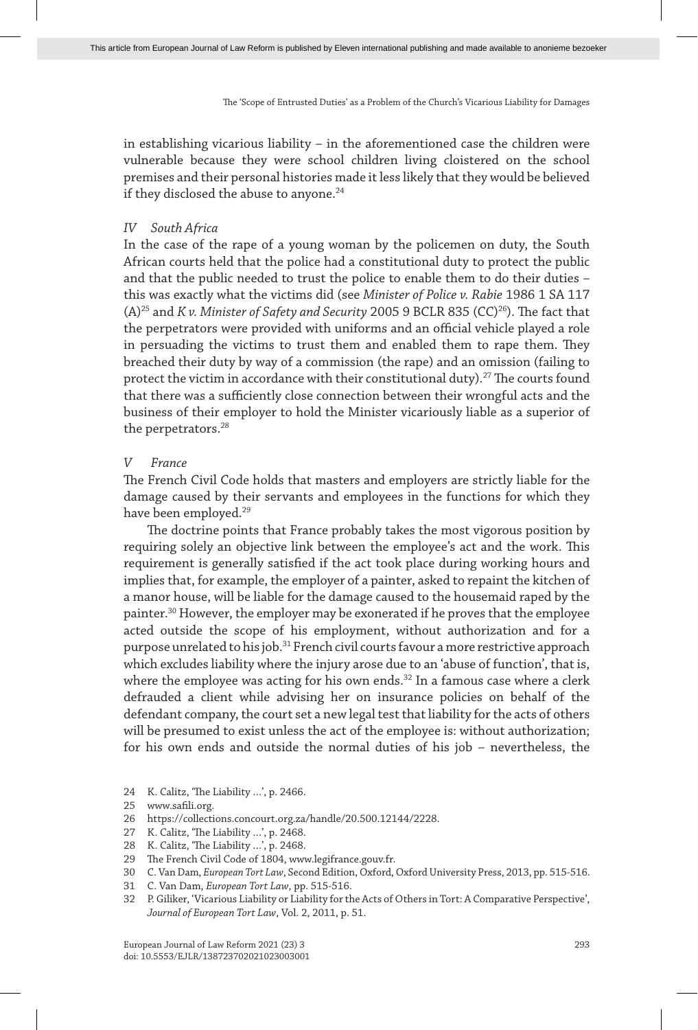in establishing vicarious liability – in the aforementioned case the children were vulnerable because they were school children living cloistered on the school premises and their personal histories made it less likely that they would be believed if they disclosed the abuse to anyone.[24]

### *IV South Africa*

In the case of the rape of a young woman by the policemen on duty, the South African courts held that the police had a constitutional duty to protect the public and that the public needed to trust the police to enable them to do their duties – this was exactly what the victims did (see *Minister of Police v. Rabie* 1986 1 SA 117 (A)[25] and *K v. Minister of Safety and Security* 2005 9 BCLR 835 (CC)[26]). The fact that the perpetrators were provided with uniforms and an official vehicle played a role in persuading the victims to trust them and enabled them to rape them. They breached their duty by way of a commission (the rape) and an omission (failing to protect the victim in accordance with their constitutional duty).[27] The courts found that there was a sufficiently close connection between their wrongful acts and the business of their employer to hold the Minister vicariously liable as a superior of the perpetrators.[28]

### *V France*

The French Civil Code holds that masters and employers are strictly liable for the damage caused by their servants and employees in the functions for which they have been employed.[29]

The doctrine points that France probably takes the most vigorous position by requiring solely an objective link between the employee's act and the work. This requirement is generally satisfied if the act took place during working hours and implies that, for example, the employer of a painter, asked to repaint the kitchen of a manor house, will be liable for the damage caused to the housemaid raped by the painter.[30] However, the employer may be exonerated if he proves that the employee acted outside the scope of his employment, without authorization and for a purpose unrelated to his job.[31] French civil courts favour a more restrictive approach which excludes liability where the injury arose due to an 'abuse of function', that is, where the employee was acting for his own ends.[32] In a famous case where a clerk defrauded a client while advising her on insurance policies on behalf of the defendant company, the court set a new legal test that liability for the acts of others will be presumed to exist unless the act of the employee is: without authorization; for his own ends and outside the normal duties of his job – nevertheless, the

---

24 K. Calitz, 'The Liability …', p. 2466.

25 www.safili.org.

26 https://collections.concourt.org.za/handle/20.500.12144/2228.

27 K. Calitz, 'The Liability …', p. 2468.

28 K. Calitz, 'The Liability …', p. 2468.

29 The French Civil Code of 1804, www.legifrance.gouv.fr.

30 C. Van Dam, *European Tort Law*, Second Edition, Oxford, Oxford University Press, 2013, pp. 515-516.

31 C. Van Dam, *European Tort Law*, pp. 515-516.

32 P. Giliker, 'Vicarious Liability or Liability for the Acts of Others in Tort: A Comparative Perspective', *Journal of European Tort Law*, Vol. 2, 2011, p. 51.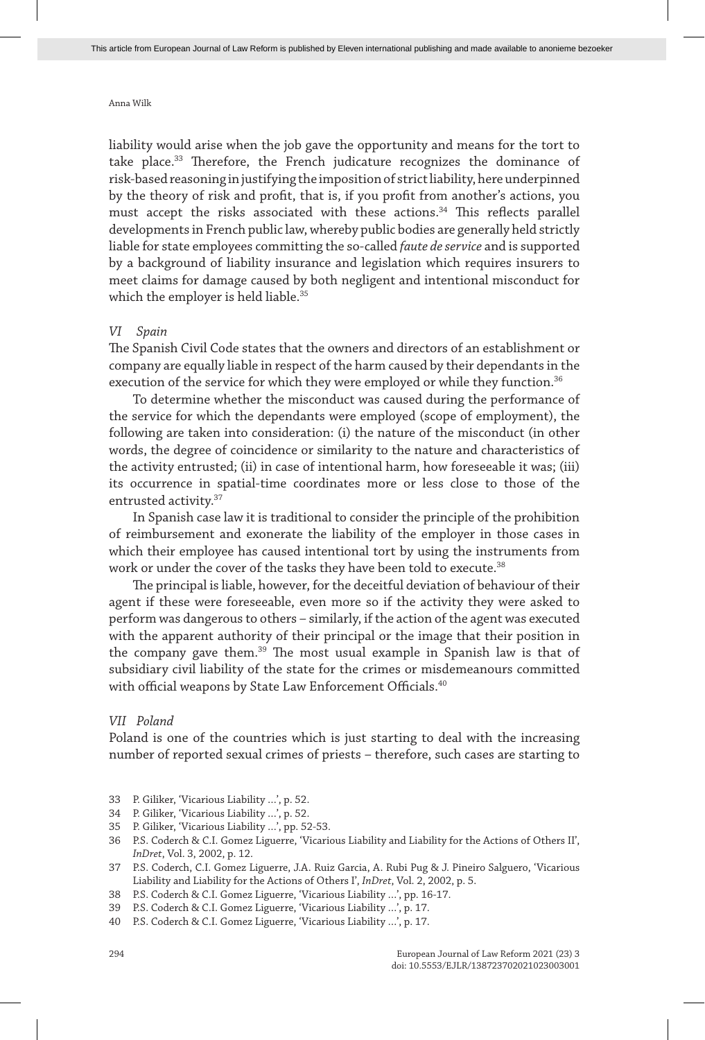liability would arise when the job gave the opportunity and means for the tort to take place.[33] Therefore, the French judicature recognizes the dominance of risk-based reasoning in justifying the imposition of strict liability, here underpinned by the theory of risk and profit, that is, if you profit from another's actions, you must accept the risks associated with these actions.[34] This reflects parallel developments in French public law, whereby public bodies are generally held strictly liable for state employees committing the so-called *faute de service* and is supported by a background of liability insurance and legislation which requires insurers to meet claims for damage caused by both negligent and intentional misconduct for which the employer is held liable.[35]

### *VI Spain*

The Spanish Civil Code states that the owners and directors of an establishment or company are equally liable in respect of the harm caused by their dependants in the execution of the service for which they were employed or while they function.[36]

To determine whether the misconduct was caused during the performance of the service for which the dependants were employed (scope of employment), the following are taken into consideration: (i) the nature of the misconduct (in other words, the degree of coincidence or similarity to the nature and characteristics of the activity entrusted; (ii) in case of intentional harm, how foreseeable it was; (iii) its occurrence in spatial-time coordinates more or less close to those of the entrusted activity.[37]

In Spanish case law it is traditional to consider the principle of the prohibition of reimbursement and exonerate the liability of the employer in those cases in which their employee has caused intentional tort by using the instruments from work or under the cover of the tasks they have been told to execute.[38]

The principal is liable, however, for the deceitful deviation of behaviour of their agent if these were foreseeable, even more so if the activity they were asked to perform was dangerous to others – similarly, if the action of the agent was executed with the apparent authority of their principal or the image that their position in the company gave them.[39] The most usual example in Spanish law is that of subsidiary civil liability of the state for the crimes or misdemeanours committed with official weapons by State Law Enforcement Officials.[40]

### *VII Poland*

Poland is one of the countries which is just starting to deal with the increasing number of reported sexual crimes of priests – therefore, such cases are starting to

---

33 P. Giliker, 'Vicarious Liability …', p. 52.

34 P. Giliker, 'Vicarious Liability …', p. 52.

35 P. Giliker, 'Vicarious Liability …', pp. 52-53.

36 P.S. Coderch & C.I. Gomez Liguerre, 'Vicarious Liability and Liability for the Actions of Others II', *InDret*, Vol. 3, 2002, p. 12.

37 P.S. Coderch, C.I. Gomez Liguerre, J.A. Ruiz Garcia, A. Rubi Pug & J. Pineiro Salguero, 'Vicarious Liability and Liability for the Actions of Others I', *InDret*, Vol. 2, 2002, p. 5.

38 P.S. Coderch & C.I. Gomez Liguerre, 'Vicarious Liability …', pp. 16-17.

39 P.S. Coderch & C.I. Gomez Liguerre, 'Vicarious Liability …', p. 17.

40 P.S. Coderch & C.I. Gomez Liguerre, 'Vicarious Liability …', p. 17.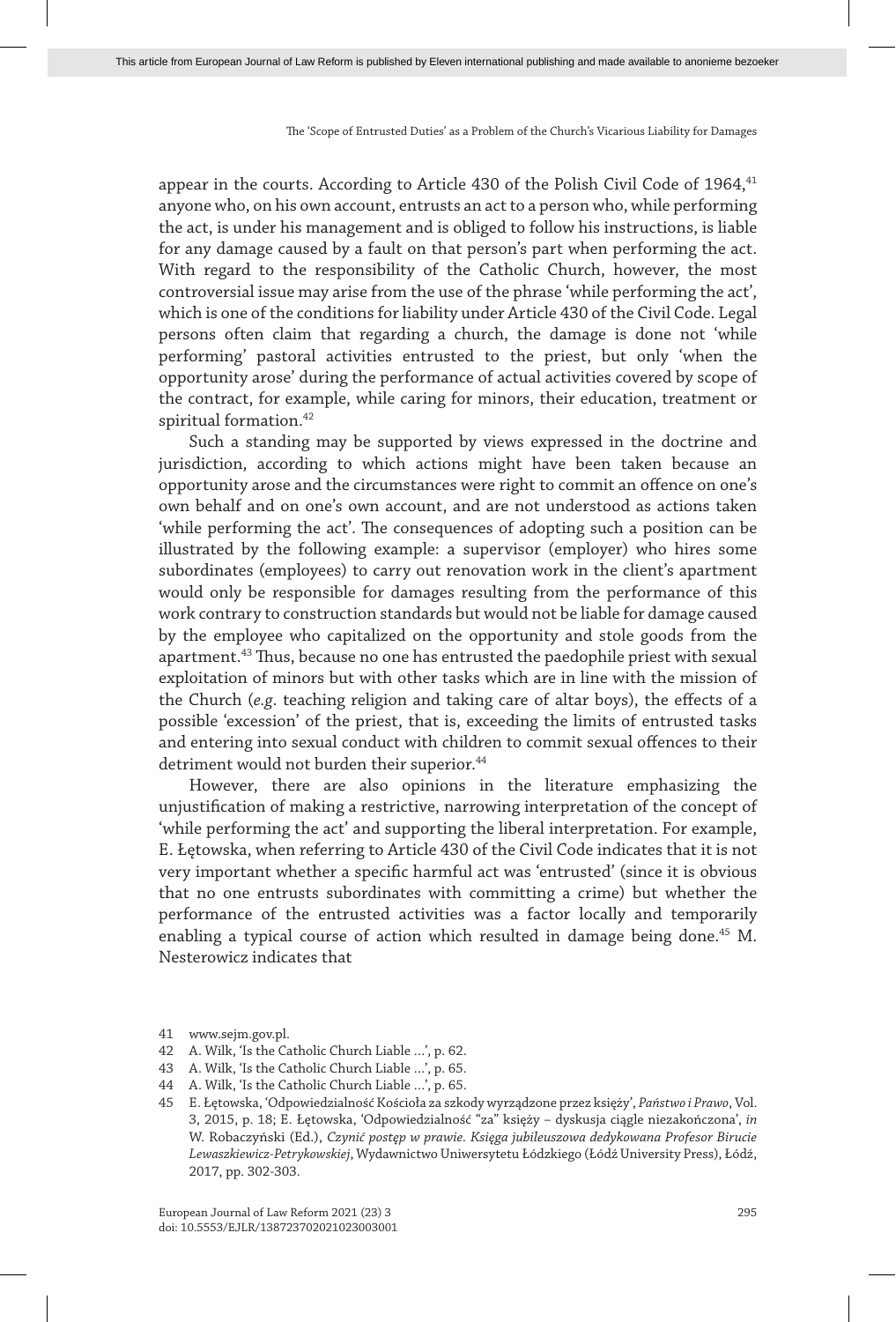appear in the courts. According to Article 430 of the Polish Civil Code of 1964,[41] anyone who, on his own account, entrusts an act to a person who, while performing the act, is under his management and is obliged to follow his instructions, is liable for any damage caused by a fault on that person's part when performing the act. With regard to the responsibility of the Catholic Church, however, the most controversial issue may arise from the use of the phrase 'while performing the act', which is one of the conditions for liability under Article 430 of the Civil Code. Legal persons often claim that regarding a church, the damage is done not 'while performing' pastoral activities entrusted to the priest, but only 'when the opportunity arose' during the performance of actual activities covered by scope of the contract, for example, while caring for minors, their education, treatment or spiritual formation.[42]

Such a standing may be supported by views expressed in the doctrine and jurisdiction, according to which actions might have been taken because an opportunity arose and the circumstances were right to commit an offence on one's own behalf and on one's own account, and are not understood as actions taken 'while performing the act'. The consequences of adopting such a position can be illustrated by the following example: a supervisor (employer) who hires some subordinates (employees) to carry out renovation work in the client's apartment would only be responsible for damages resulting from the performance of this work contrary to construction standards but would not be liable for damage caused by the employee who capitalized on the opportunity and stole goods from the apartment.[43] Thus, because no one has entrusted the paedophile priest with sexual exploitation of minors but with other tasks which are in line with the mission of the Church (*e.g.* teaching religion and taking care of altar boys), the effects of a possible 'excession' of the priest, that is, exceeding the limits of entrusted tasks and entering into sexual conduct with children to commit sexual offences to their detriment would not burden their superior.[44]

However, there are also opinions in the literature emphasizing the unjustification of making a restrictive, narrowing interpretation of the concept of 'while performing the act' and supporting the liberal interpretation. For example, E. Łętowska, when referring to Article 430 of the Civil Code indicates that it is not very important whether a specific harmful act was 'entrusted' (since it is obvious that no one entrusts subordinates with committing a crime) but whether the performance of the entrusted activities was a factor locally and temporarily enabling a typical course of action which resulted in damage being done.[45] M. Nesterowicz indicates that

41 www.sejm.gov.pl.

42 A. Wilk, 'Is the Catholic Church Liable …', p. 62.

43 A. Wilk, 'Is the Catholic Church Liable …', p. 65.

44 A. Wilk, 'Is the Catholic Church Liable …', p. 65.

45 E. Łętowska, 'Odpowiedzialność Kościoła za szkody wyrządzone przez księży', *Państwo i Prawo*, Vol. 3, 2015, p. 18; E. Łętowska, 'Odpowiedzialność "za" księży – dyskusja ciągle niezakończona', *in* W. Robaczyński (Ed.), *Czynić postęp w prawie. Księga jubileuszowa dedykowana Profesor Birucie Lewaszkiewicz-Petrykowskiej*, Wydawnictwo Uniwersytetu Łódzkiego (Łódź University Press), Łódź, 2017, pp. 302-303.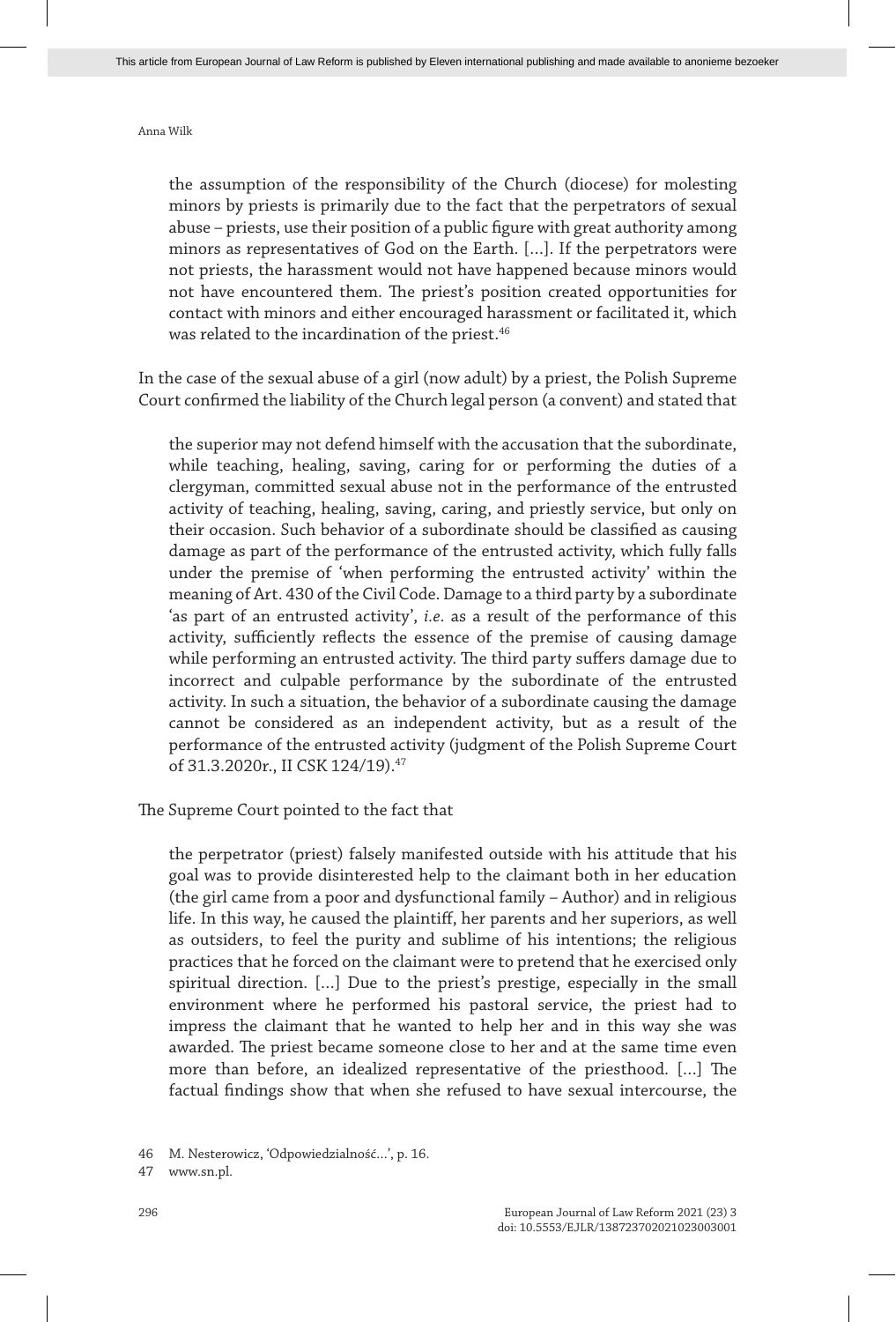> the assumption of the responsibility of the Church (diocese) for molesting minors by priests is primarily due to the fact that the perpetrators of sexual abuse – priests, use their position of a public figure with great authority among minors as representatives of God on the Earth. […]. If the perpetrators were not priests, the harassment would not have happened because minors would not have encountered them. The priest's position created opportunities for contact with minors and either encouraged harassment or facilitated it, which was related to the incardination of the priest.[46]

In the case of the sexual abuse of a girl (now adult) by a priest, the Polish Supreme Court confirmed the liability of the Church legal person (a convent) and stated that

> the superior may not defend himself with the accusation that the subordinate, while teaching, healing, saving, caring for or performing the duties of a clergyman, committed sexual abuse not in the performance of the entrusted activity of teaching, healing, saving, caring, and priestly service, but only on their occasion. Such behavior of a subordinate should be classified as causing damage as part of the performance of the entrusted activity, which fully falls under the premise of 'when performing the entrusted activity' within the meaning of Art. 430 of the Civil Code. Damage to a third party by a subordinate 'as part of an entrusted activity', *i.e.* as a result of the performance of this activity, sufficiently reflects the essence of the premise of causing damage while performing an entrusted activity. The third party suffers damage due to incorrect and culpable performance by the subordinate of the entrusted activity. In such a situation, the behavior of a subordinate causing the damage cannot be considered as an independent activity, but as a result of the performance of the entrusted activity (judgment of the Polish Supreme Court of 31.3.2020r., II CSK 124/19).[47]

The Supreme Court pointed to the fact that

> the perpetrator (priest) falsely manifested outside with his attitude that his goal was to provide disinterested help to the claimant both in her education (the girl came from a poor and dysfunctional family – Author) and in religious life. In this way, he caused the plaintiff, her parents and her superiors, as well as outsiders, to feel the purity and sublime of his intentions; the religious practices that he forced on the claimant were to pretend that he exercised only spiritual direction. […] Due to the priest's prestige, especially in the small environment where he performed his pastoral service, the priest had to impress the claimant that he wanted to help her and in this way she was awarded. The priest became someone close to her and at the same time even more than before, an idealized representative of the priesthood. […] The factual findings show that when she refused to have sexual intercourse, the

46 M. Nesterowicz, 'Odpowiedzialność…', p. 16.

47 www.sn.pl.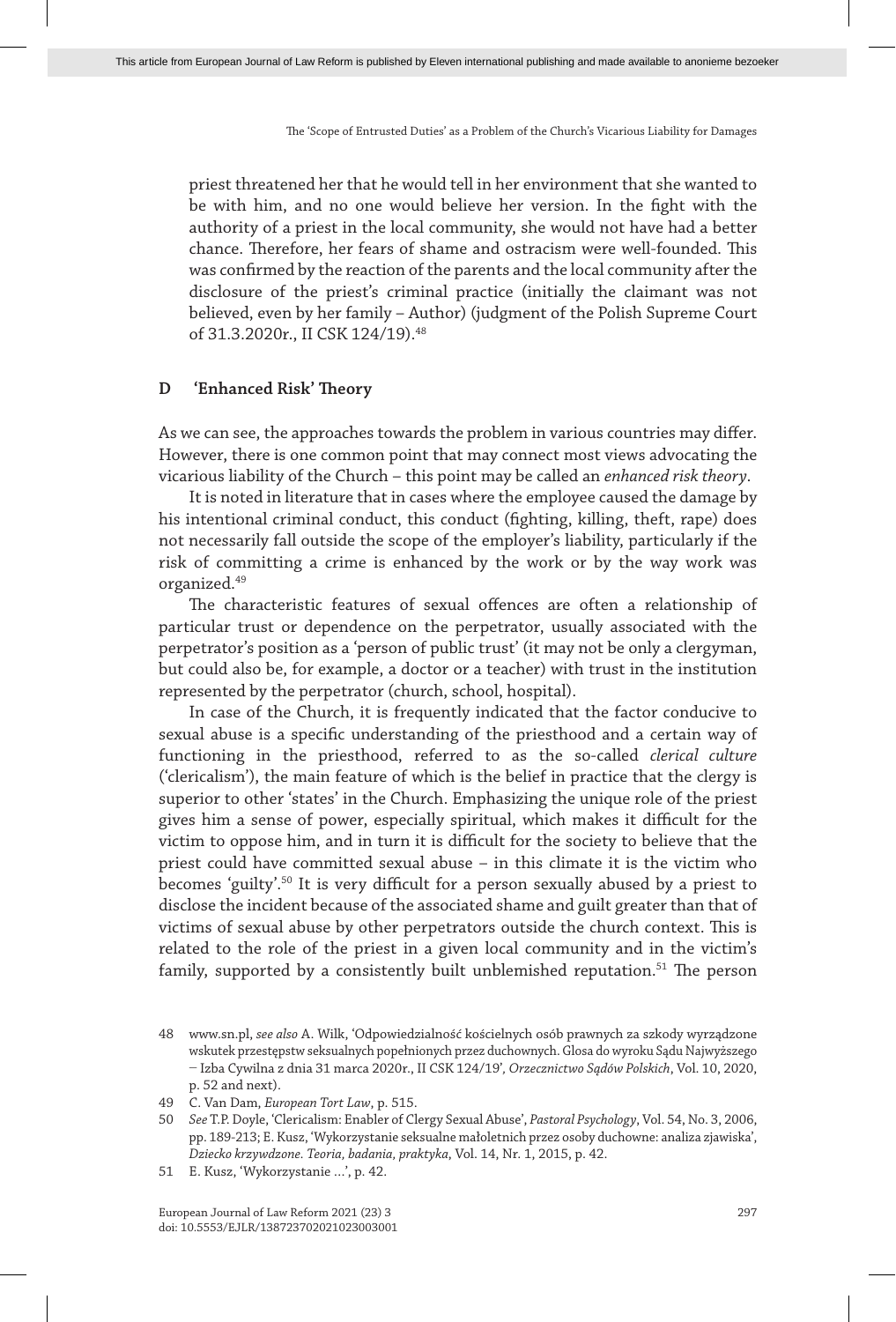priest threatened her that he would tell in her environment that she wanted to be with him, and no one would believe her version. In the fight with the authority of a priest in the local community, she would not have had a better chance. Therefore, her fears of shame and ostracism were well-founded. This was confirmed by the reaction of the parents and the local community after the disclosure of the priest's criminal practice (initially the claimant was not believed, even by her family – Author) (judgment of the Polish Supreme Court of 31.3.2020r., II CSK 124/19).[48]

### D 'Enhanced Risk' Theory

As we can see, the approaches towards the problem in various countries may differ. However, there is one common point that may connect most views advocating the vicarious liability of the Church – this point may be called an *enhanced risk theory*.

It is noted in literature that in cases where the employee caused the damage by his intentional criminal conduct, this conduct (fighting, killing, theft, rape) does not necessarily fall outside the scope of the employer's liability, particularly if the risk of committing a crime is enhanced by the work or by the way work was organized.[49]

The characteristic features of sexual offences are often a relationship of particular trust or dependence on the perpetrator, usually associated with the perpetrator's position as a 'person of public trust' (it may not be only a clergyman, but could also be, for example, a doctor or a teacher) with trust in the institution represented by the perpetrator (church, school, hospital).

In case of the Church, it is frequently indicated that the factor conducive to sexual abuse is a specific understanding of the priesthood and a certain way of functioning in the priesthood, referred to as the so-called *clerical culture* ('clericalism'), the main feature of which is the belief in practice that the clergy is superior to other 'states' in the Church. Emphasizing the unique role of the priest gives him a sense of power, especially spiritual, which makes it difficult for the victim to oppose him, and in turn it is difficult for the society to believe that the priest could have committed sexual abuse – in this climate it is the victim who becomes 'guilty'.[50] It is very difficult for a person sexually abused by a priest to disclose the incident because of the associated shame and guilt greater than that of victims of sexual abuse by other perpetrators outside the church context. This is related to the role of the priest in a given local community and in the victim's family, supported by a consistently built unblemished reputation.[51] The person

48 www.sn.pl, *see also* A. Wilk, 'Odpowiedzialność kościelnych osób prawnych za szkody wyrządzone wskutek przestępstw seksualnych popełnionych przez duchownych. Glosa do wyroku Sądu Najwyższego – Izba Cywilna z dnia 31 marca 2020r., II CSK 124/19', *Orzecznictwo Sądów Polskich*, Vol. 10, 2020, p. 52 and next).

49 C. Van Dam, *European Tort Law*, p. 515.

50 *See* T.P. Doyle, 'Clericalism: Enabler of Clergy Sexual Abuse', *Pastoral Psychology*, Vol. 54, No. 3, 2006, pp. 189-213; E. Kusz, 'Wykorzystanie seksualne małoletnich przez osoby duchowne: analiza zjawiska', *Dziecko krzywdzone. Teoria, badania, praktyka*, Vol. 14, Nr. 1, 2015, p. 42.

51 E. Kusz, 'Wykorzystanie ...', p. 42.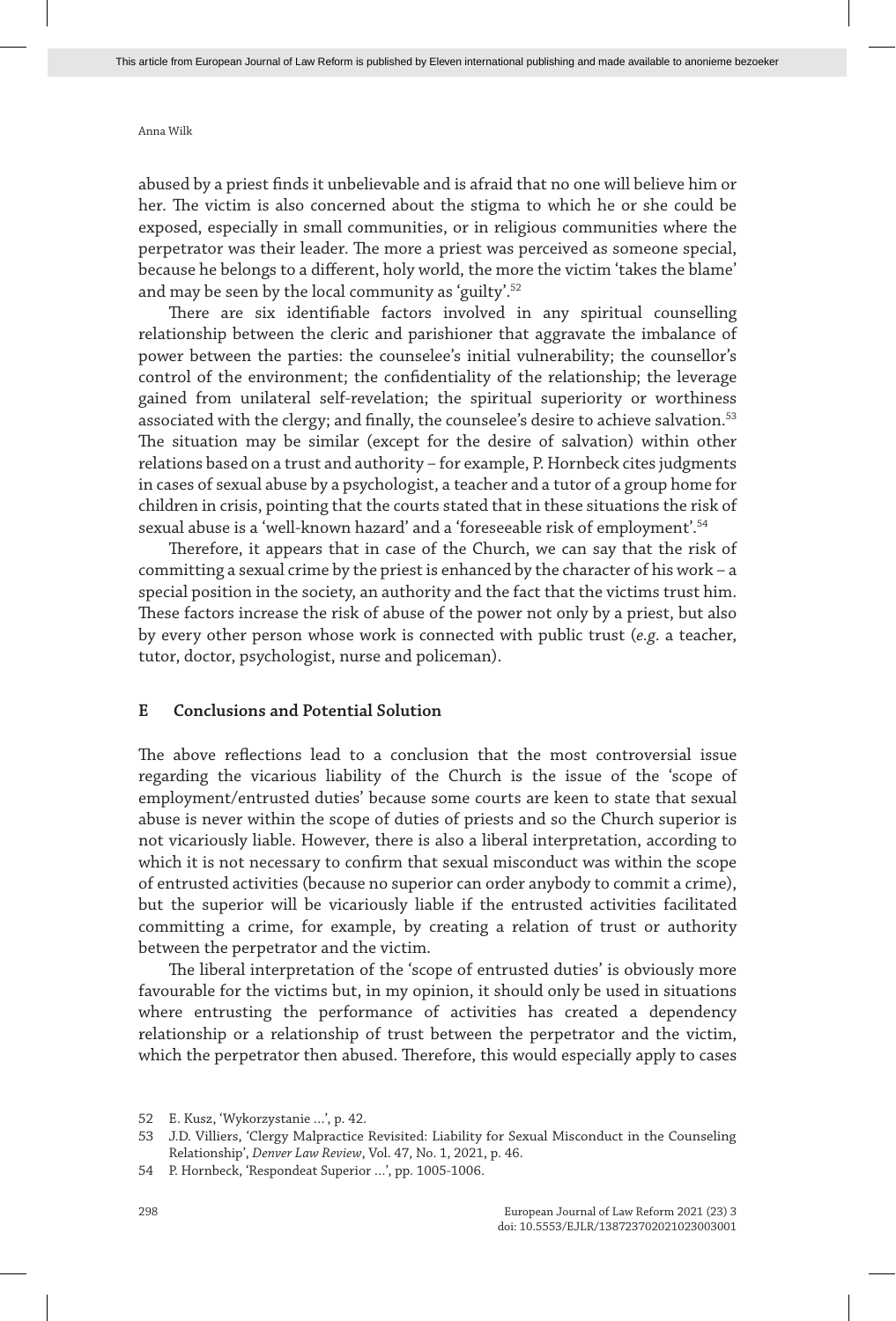abused by a priest finds it unbelievable and is afraid that no one will believe him or her. The victim is also concerned about the stigma to which he or she could be exposed, especially in small communities, or in religious communities where the perpetrator was their leader. The more a priest was perceived as someone special, because he belongs to a different, holy world, the more the victim 'takes the blame' and may be seen by the local community as 'guilty'.[52]

There are six identifiable factors involved in any spiritual counselling relationship between the cleric and parishioner that aggravate the imbalance of power between the parties: the counselee's initial vulnerability; the counsellor's control of the environment; the confidentiality of the relationship; the leverage gained from unilateral self-revelation; the spiritual superiority or worthiness associated with the clergy; and finally, the counselee's desire to achieve salvation.[53] The situation may be similar (except for the desire of salvation) within other relations based on a trust and authority – for example, P. Hornbeck cites judgments in cases of sexual abuse by a psychologist, a teacher and a tutor of a group home for children in crisis, pointing that the courts stated that in these situations the risk of sexual abuse is a 'well-known hazard' and a 'foreseeable risk of employment'.[54]

Therefore, it appears that in case of the Church, we can say that the risk of committing a sexual crime by the priest is enhanced by the character of his work – a special position in the society, an authority and the fact that the victims trust him. These factors increase the risk of abuse of the power not only by a priest, but also by every other person whose work is connected with public trust (*e.g.* a teacher, tutor, doctor, psychologist, nurse and policeman).

## E Conclusions and Potential Solution

The above reflections lead to a conclusion that the most controversial issue regarding the vicarious liability of the Church is the issue of the 'scope of employment/entrusted duties' because some courts are keen to state that sexual abuse is never within the scope of duties of priests and so the Church superior is not vicariously liable. However, there is also a liberal interpretation, according to which it is not necessary to confirm that sexual misconduct was within the scope of entrusted activities (because no superior can order anybody to commit a crime), but the superior will be vicariously liable if the entrusted activities facilitated committing a crime, for example, by creating a relation of trust or authority between the perpetrator and the victim.

The liberal interpretation of the 'scope of entrusted duties' is obviously more favourable for the victims but, in my opinion, it should only be used in situations where entrusting the performance of activities has created a dependency relationship or a relationship of trust between the perpetrator and the victim, which the perpetrator then abused. Therefore, this would especially apply to cases

52 E. Kusz, 'Wykorzystanie ...', p. 42.

53 J.D. Villiers, 'Clergy Malpractice Revisited: Liability for Sexual Misconduct in the Counseling Relationship', *Denver Law Review*, Vol. 47, No. 1, 2021, p. 46.

54 P. Hornbeck, 'Respondeat Superior ...', pp. 1005-1006.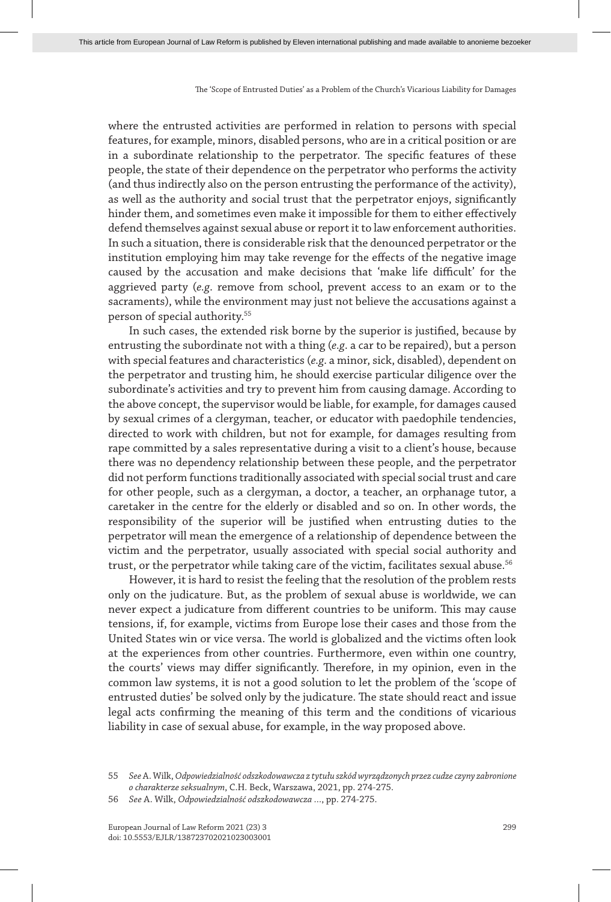where the entrusted activities are performed in relation to persons with special features, for example, minors, disabled persons, who are in a critical position or are in a subordinate relationship to the perpetrator. The specific features of these people, the state of their dependence on the perpetrator who performs the activity (and thus indirectly also on the person entrusting the performance of the activity), as well as the authority and social trust that the perpetrator enjoys, significantly hinder them, and sometimes even make it impossible for them to either effectively defend themselves against sexual abuse or report it to law enforcement authorities. In such a situation, there is considerable risk that the denounced perpetrator or the institution employing him may take revenge for the effects of the negative image caused by the accusation and make decisions that 'make life difficult' for the aggrieved party (*e.g.* remove from school, prevent access to an exam or to the sacraments), while the environment may just not believe the accusations against a person of special authority.[55]

In such cases, the extended risk borne by the superior is justified, because by entrusting the subordinate not with a thing (*e.g.* a car to be repaired), but a person with special features and characteristics (*e.g.* a minor, sick, disabled), dependent on the perpetrator and trusting him, he should exercise particular diligence over the subordinate's activities and try to prevent him from causing damage. According to the above concept, the supervisor would be liable, for example, for damages caused by sexual crimes of a clergyman, teacher, or educator with paedophile tendencies, directed to work with children, but not for example, for damages resulting from rape committed by a sales representative during a visit to a client's house, because there was no dependency relationship between these people, and the perpetrator did not perform functions traditionally associated with special social trust and care for other people, such as a clergyman, a doctor, a teacher, an orphanage tutor, a caretaker in the centre for the elderly or disabled and so on. In other words, the responsibility of the superior will be justified when entrusting duties to the perpetrator will mean the emergence of a relationship of dependence between the victim and the perpetrator, usually associated with special social authority and trust, or the perpetrator while taking care of the victim, facilitates sexual abuse.[56]

However, it is hard to resist the feeling that the resolution of the problem rests only on the judicature. But, as the problem of sexual abuse is worldwide, we can never expect a judicature from different countries to be uniform. This may cause tensions, if, for example, victims from Europe lose their cases and those from the United States win or vice versa. The world is globalized and the victims often look at the experiences from other countries. Furthermore, even within one country, the courts' views may differ significantly. Therefore, in my opinion, even in the common law systems, it is not a good solution to let the problem of the 'scope of entrusted duties' be solved only by the judicature. The state should react and issue legal acts confirming the meaning of this term and the conditions of vicarious liability in case of sexual abuse, for example, in the way proposed above.

55 *See* A. Wilk, *Odpowiedzialność odszkodowawcza z tytułu szkód wyrządzonych przez cudze czyny zabronione o charakterze seksualnym*, C.H. Beck, Warszawa, 2021, pp. 274-275.

56 *See* A. Wilk, *Odpowiedzialność odszkodowawcza* …, pp. 274-275.